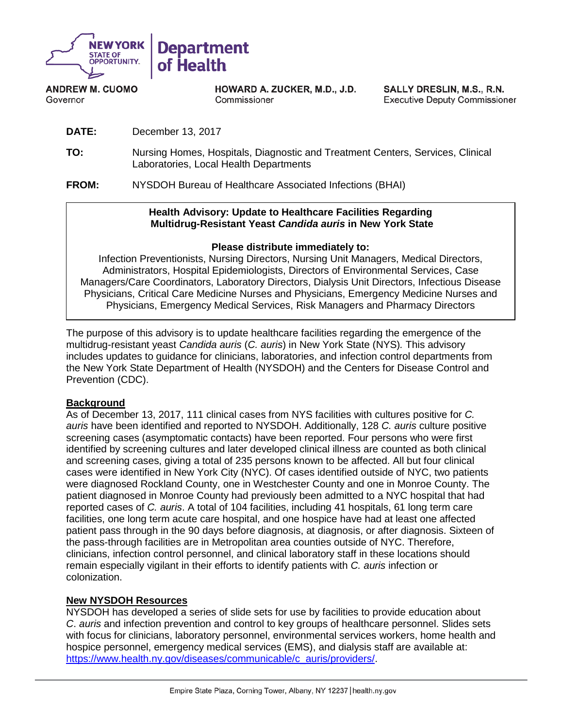NEW YORK STATE OF OPPORTUNITY. | Department of Health

**ANDREW M. CUOMO**
Governor

**HOWARD A. ZUCKER, M.D., J.D.**
Commissioner

**SALLY DRESLIN, M.S., R.N.**
Executive Deputy Commissioner

**DATE:** December 13, 2017

**TO:** Nursing Homes, Hospitals, Diagnostic and Treatment Centers, Services, Clinical Laboratories, Local Health Departments

**FROM:** NYSDOH Bureau of Healthcare Associated Infections (BHAI)

**Health Advisory: Update to Healthcare Facilities Regarding Multidrug-Resistant Yeast *Candida auris* in New York State**

**Please distribute immediately to:**
Infection Preventionists, Nursing Directors, Nursing Unit Managers, Medical Directors, Administrators, Hospital Epidemiologists, Directors of Environmental Services, Case Managers/Care Coordinators, Laboratory Directors, Dialysis Unit Directors, Infectious Disease Physicians, Critical Care Medicine Nurses and Physicians, Emergency Medicine Nurses and Physicians, Emergency Medical Services, Risk Managers and Pharmacy Directors

The purpose of this advisory is to update healthcare facilities regarding the emergence of the multidrug-resistant yeast *Candida auris* (*C. auris*) in New York State (NYS). This advisory includes updates to guidance for clinicians, laboratories, and infection control departments from the New York State Department of Health (NYSDOH) and the Centers for Disease Control and Prevention (CDC).

## Background

As of December 13, 2017, 111 clinical cases from NYS facilities with cultures positive for *C. auris* have been identified and reported to NYSDOH. Additionally, 128 *C. auris* culture positive screening cases (asymptomatic contacts) have been reported. Four persons who were first identified by screening cultures and later developed clinical illness are counted as both clinical and screening cases, giving a total of 235 persons known to be affected. All but four clinical cases were identified in New York City (NYC). Of cases identified outside of NYC, two patients were diagnosed Rockland County, one in Westchester County and one in Monroe County. The patient diagnosed in Monroe County had previously been admitted to a NYC hospital that had reported cases of *C. auris*. A total of 104 facilities, including 41 hospitals, 61 long term care facilities, one long term acute care hospital, and one hospice have had at least one affected patient pass through in the 90 days before diagnosis, at diagnosis, or after diagnosis. Sixteen of the pass-through facilities are in Metropolitan area counties outside of NYC. Therefore, clinicians, infection control personnel, and clinical laboratory staff in these locations should remain especially vigilant in their efforts to identify patients with *C. auris* infection or colonization.

## New NYSDOH Resources

NYSDOH has developed a series of slide sets for use by facilities to provide education about *C. auris* and infection prevention and control to key groups of healthcare personnel. Slides sets with focus for clinicians, laboratory personnel, environmental services workers, home health and hospice personnel, emergency medical services (EMS), and dialysis staff are available at: [https://www.health.ny.gov/diseases/communicable/c_auris/providers/](https://www.health.ny.gov/diseases/communicable/c_auris/providers/).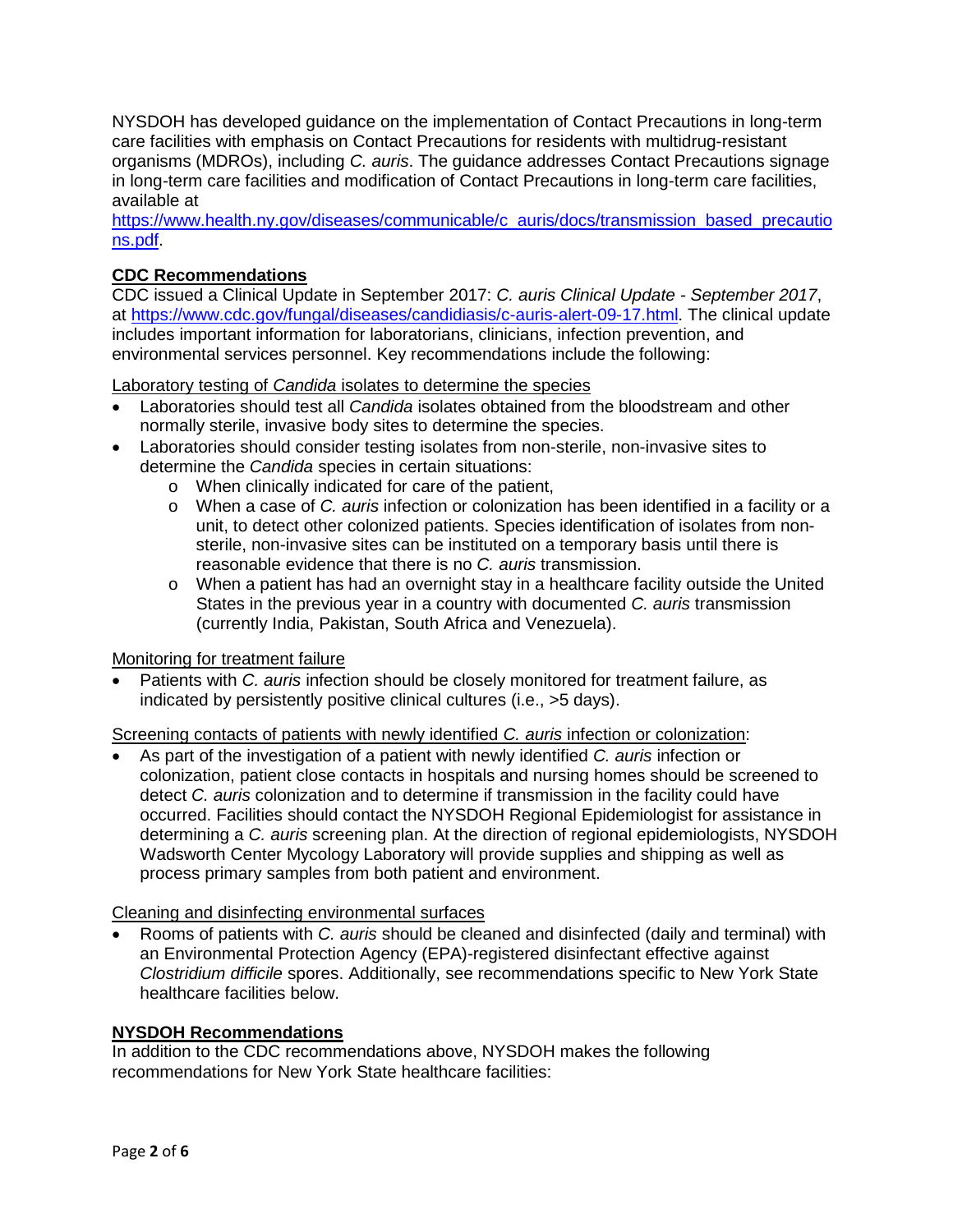NYSDOH has developed guidance on the implementation of Contact Precautions in long-term care facilities with emphasis on Contact Precautions for residents with multidrug-resistant organisms (MDROs), including *C. auris*. The guidance addresses Contact Precautions signage in long-term care facilities and modification of Contact Precautions in long-term care facilities, available at https://www.health.ny.gov/diseases/communicable/c_auris/docs/transmission_based_precautions.pdf.

## CDC Recommendations

CDC issued a Clinical Update in September 2017: *C. auris Clinical Update - September 2017*, at https://www.cdc.gov/fungal/diseases/candidiasis/c-auris-alert-09-17.html. The clinical update includes important information for laboratorians, clinicians, infection prevention, and environmental services personnel. Key recommendations include the following:

Laboratory testing of *Candida* isolates to determine the species

- Laboratories should test all *Candida* isolates obtained from the bloodstream and other normally sterile, invasive body sites to determine the species.
- Laboratories should consider testing isolates from non-sterile, non-invasive sites to determine the *Candida* species in certain situations:
  - When clinically indicated for care of the patient,
  - When a case of *C. auris* infection or colonization has been identified in a facility or a unit, to detect other colonized patients. Species identification of isolates from non-sterile, non-invasive sites can be instituted on a temporary basis until there is reasonable evidence that there is no *C. auris* transmission.
  - When a patient has had an overnight stay in a healthcare facility outside the United States in the previous year in a country with documented *C. auris* transmission (currently India, Pakistan, South Africa and Venezuela).

Monitoring for treatment failure

- Patients with *C. auris* infection should be closely monitored for treatment failure, as indicated by persistently positive clinical cultures (i.e., >5 days).

Screening contacts of patients with newly identified *C. auris* infection or colonization:

- As part of the investigation of a patient with newly identified *C. auris* infection or colonization, patient close contacts in hospitals and nursing homes should be screened to detect *C. auris* colonization and to determine if transmission in the facility could have occurred. Facilities should contact the NYSDOH Regional Epidemiologist for assistance in determining a *C. auris* screening plan. At the direction of regional epidemiologists, NYSDOH Wadsworth Center Mycology Laboratory will provide supplies and shipping as well as process primary samples from both patient and environment.

Cleaning and disinfecting environmental surfaces

- Rooms of patients with *C. auris* should be cleaned and disinfected (daily and terminal) with an Environmental Protection Agency (EPA)-registered disinfectant effective against *Clostridium difficile* spores. Additionally, see recommendations specific to New York State healthcare facilities below.

## NYSDOH Recommendations

In addition to the CDC recommendations above, NYSDOH makes the following recommendations for New York State healthcare facilities: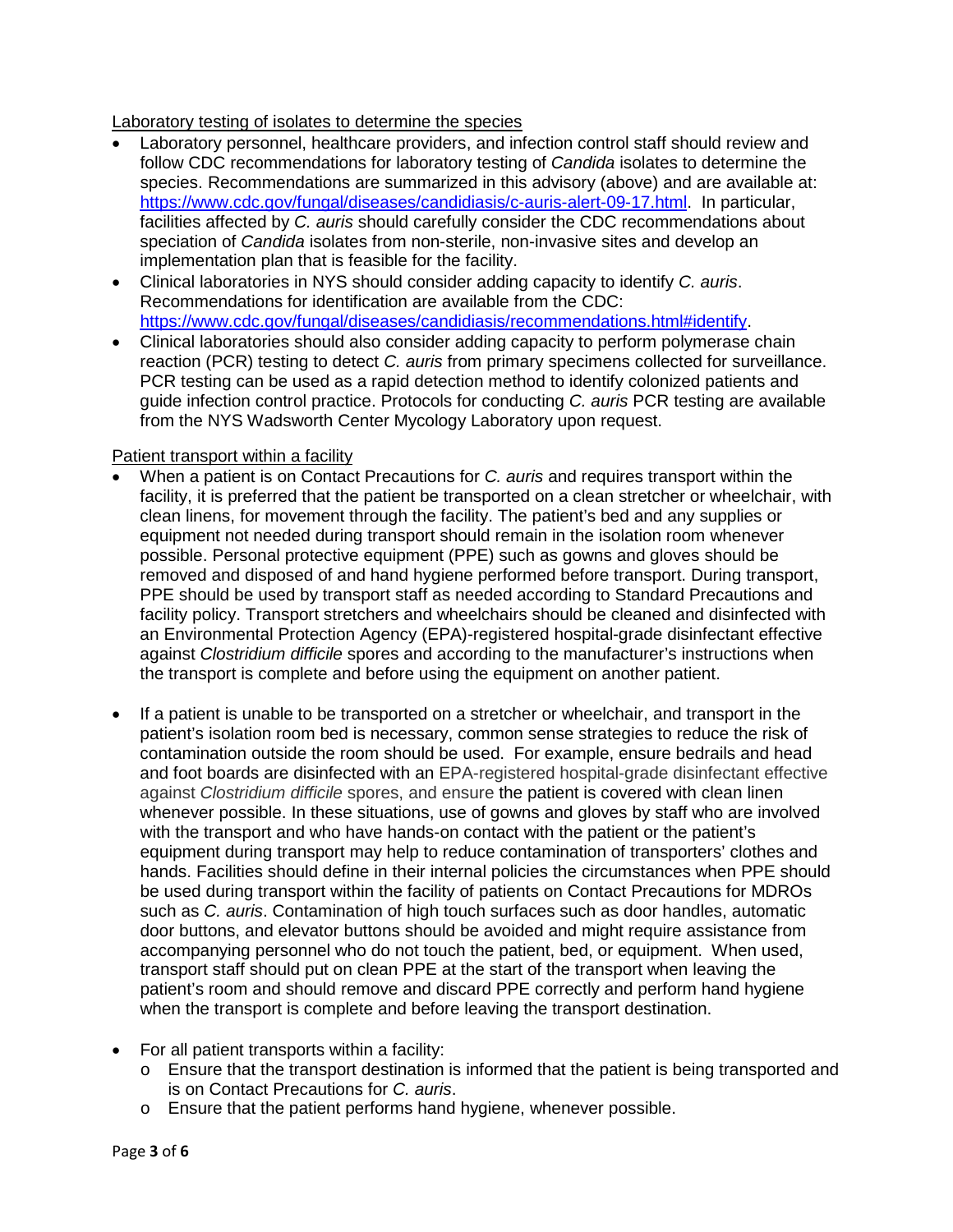Laboratory testing of isolates to determine the species

- Laboratory personnel, healthcare providers, and infection control staff should review and follow CDC recommendations for laboratory testing of *Candida* isolates to determine the species. Recommendations are summarized in this advisory (above) and are available at: [https://www.cdc.gov/fungal/diseases/candidiasis/c-auris-alert-09-17.html](https://www.cdc.gov/fungal/diseases/candidiasis/c-auris-alert-09-17.html). In particular, facilities affected by *C. auris* should carefully consider the CDC recommendations about speciation of *Candida* isolates from non-sterile, non-invasive sites and develop an implementation plan that is feasible for the facility.
- Clinical laboratories in NYS should consider adding capacity to identify *C. auris*. Recommendations for identification are available from the CDC: [https://www.cdc.gov/fungal/diseases/candidiasis/recommendations.html#identify](https://www.cdc.gov/fungal/diseases/candidiasis/recommendations.html#identify).
- Clinical laboratories should also consider adding capacity to perform polymerase chain reaction (PCR) testing to detect *C. auris* from primary specimens collected for surveillance. PCR testing can be used as a rapid detection method to identify colonized patients and guide infection control practice. Protocols for conducting *C. auris* PCR testing are available from the NYS Wadsworth Center Mycology Laboratory upon request.

Patient transport within a facility

- When a patient is on Contact Precautions for *C. auris* and requires transport within the facility, it is preferred that the patient be transported on a clean stretcher or wheelchair, with clean linens, for movement through the facility. The patient's bed and any supplies or equipment not needed during transport should remain in the isolation room whenever possible. Personal protective equipment (PPE) such as gowns and gloves should be removed and disposed of and hand hygiene performed before transport. During transport, PPE should be used by transport staff as needed according to Standard Precautions and facility policy. Transport stretchers and wheelchairs should be cleaned and disinfected with an Environmental Protection Agency (EPA)-registered hospital-grade disinfectant effective against *Clostridium difficile* spores and according to the manufacturer's instructions when the transport is complete and before using the equipment on another patient.

- If a patient is unable to be transported on a stretcher or wheelchair, and transport in the patient's isolation room bed is necessary, common sense strategies to reduce the risk of contamination outside the room should be used. For example, ensure bedrails and head and foot boards are disinfected with an EPA-registered hospital-grade disinfectant effective against *Clostridium difficile* spores, and ensure the patient is covered with clean linen whenever possible. In these situations, use of gowns and gloves by staff who are involved with the transport and who have hands-on contact with the patient or the patient's equipment during transport may help to reduce contamination of transporters' clothes and hands. Facilities should define in their internal policies the circumstances when PPE should be used during transport within the facility of patients on Contact Precautions for MDROs such as *C. auris*. Contamination of high touch surfaces such as door handles, automatic door buttons, and elevator buttons should be avoided and might require assistance from accompanying personnel who do not touch the patient, bed, or equipment. When used, transport staff should put on clean PPE at the start of the transport when leaving the patient's room and should remove and discard PPE correctly and perform hand hygiene when the transport is complete and before leaving the transport destination.

- For all patient transports within a facility:
  - Ensure that the transport destination is informed that the patient is being transported and is on Contact Precautions for *C. auris*.
  - Ensure that the patient performs hand hygiene, whenever possible.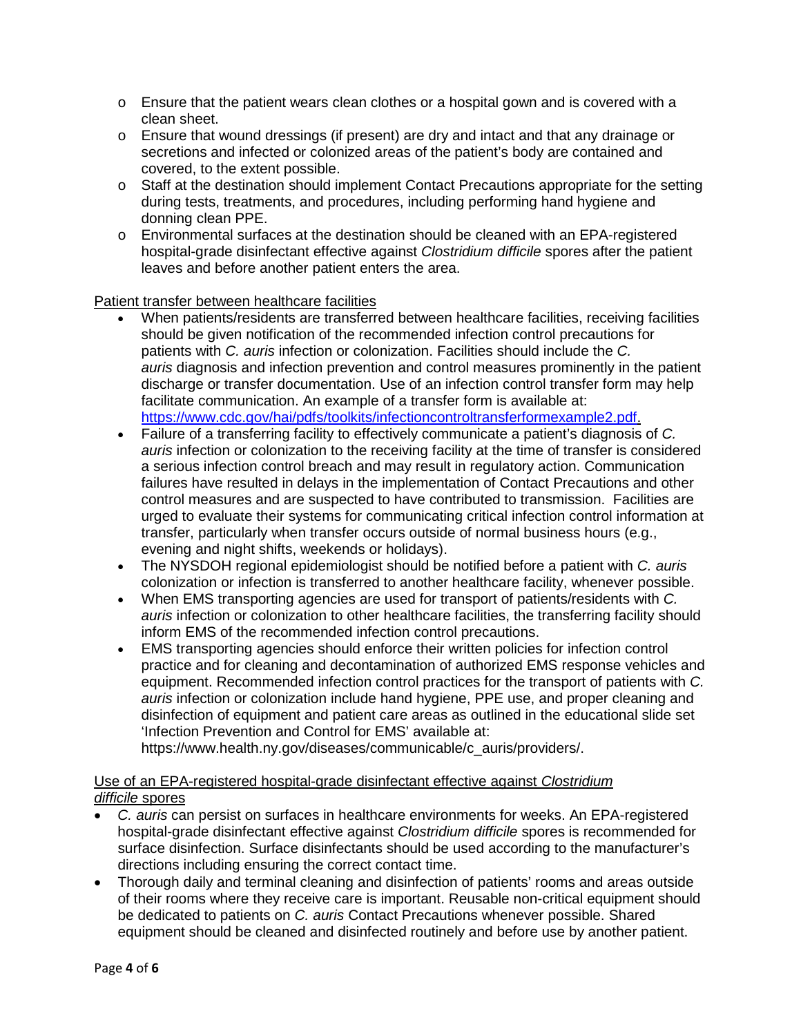- Ensure that the patient wears clean clothes or a hospital gown and is covered with a clean sheet.
- Ensure that wound dressings (if present) are dry and intact and that any drainage or secretions and infected or colonized areas of the patient's body are contained and covered, to the extent possible.
- Staff at the destination should implement Contact Precautions appropriate for the setting during tests, treatments, and procedures, including performing hand hygiene and donning clean PPE.
- Environmental surfaces at the destination should be cleaned with an EPA-registered hospital-grade disinfectant effective against *Clostridium difficile* spores after the patient leaves and before another patient enters the area.

<u>Patient transfer between healthcare facilities</u>

- When patients/residents are transferred between healthcare facilities, receiving facilities should be given notification of the recommended infection control precautions for patients with *C. auris* infection or colonization. Facilities should include the *C. auris* diagnosis and infection prevention and control measures prominently in the patient discharge or transfer documentation. Use of an infection control transfer form may help facilitate communication. An example of a transfer form is available at: [https://www.cdc.gov/hai/pdfs/toolkits/infectioncontroltransferformexample2.pdf](https://www.cdc.gov/hai/pdfs/toolkits/infectioncontroltransferformexample2.pdf).
- Failure of a transferring facility to effectively communicate a patient's diagnosis of *C. auris* infection or colonization to the receiving facility at the time of transfer is considered a serious infection control breach and may result in regulatory action. Communication failures have resulted in delays in the implementation of Contact Precautions and other control measures and are suspected to have contributed to transmission. Facilities are urged to evaluate their systems for communicating critical infection control information at transfer, particularly when transfer occurs outside of normal business hours (e.g., evening and night shifts, weekends or holidays).
- The NYSDOH regional epidemiologist should be notified before a patient with *C. auris* colonization or infection is transferred to another healthcare facility, whenever possible.
- When EMS transporting agencies are used for transport of patients/residents with *C. auris* infection or colonization to other healthcare facilities, the transferring facility should inform EMS of the recommended infection control precautions.
- EMS transporting agencies should enforce their written policies for infection control practice and for cleaning and decontamination of authorized EMS response vehicles and equipment. Recommended infection control practices for the transport of patients with *C. auris* infection or colonization include hand hygiene, PPE use, and proper cleaning and disinfection of equipment and patient care areas as outlined in the educational slide set 'Infection Prevention and Control for EMS' available at: https://www.health.ny.gov/diseases/communicable/c_auris/providers/.

<u>Use of an EPA-registered hospital-grade disinfectant effective against *Clostridium difficile* spores</u>

- *C. auris* can persist on surfaces in healthcare environments for weeks. An EPA-registered hospital-grade disinfectant effective against *Clostridium difficile* spores is recommended for surface disinfection. Surface disinfectants should be used according to the manufacturer's directions including ensuring the correct contact time.
- Thorough daily and terminal cleaning and disinfection of patients' rooms and areas outside of their rooms where they receive care is important. Reusable non-critical equipment should be dedicated to patients on *C. auris* Contact Precautions whenever possible. Shared equipment should be cleaned and disinfected routinely and before use by another patient.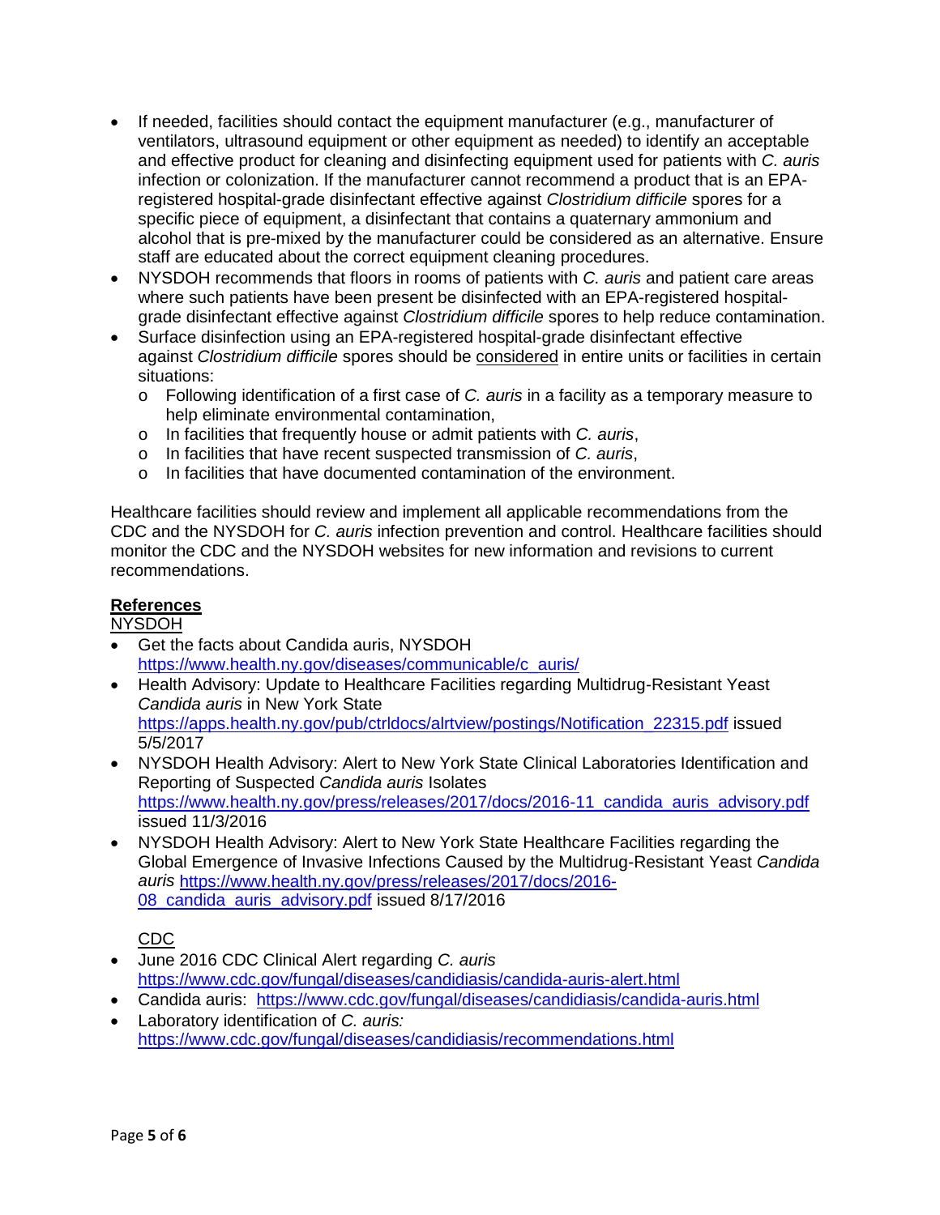- If needed, facilities should contact the equipment manufacturer (e.g., manufacturer of ventilators, ultrasound equipment or other equipment as needed) to identify an acceptable and effective product for cleaning and disinfecting equipment used for patients with *C. auris* infection or colonization. If the manufacturer cannot recommend a product that is an EPA-registered hospital-grade disinfectant effective against *Clostridium difficile* spores for a specific piece of equipment, a disinfectant that contains a quaternary ammonium and alcohol that is pre-mixed by the manufacturer could be considered as an alternative. Ensure staff are educated about the correct equipment cleaning procedures.
- NYSDOH recommends that floors in rooms of patients with *C. auris* and patient care areas where such patients have been present be disinfected with an EPA-registered hospital-grade disinfectant effective against *Clostridium difficile* spores to help reduce contamination.
- Surface disinfection using an EPA-registered hospital-grade disinfectant effective against *Clostridium difficile* spores should be <u>considered</u> in entire units or facilities in certain situations:
  - Following identification of a first case of *C. auris* in a facility as a temporary measure to help eliminate environmental contamination,
  - In facilities that frequently house or admit patients with *C. auris*,
  - In facilities that have recent suspected transmission of *C. auris*,
  - In facilities that have documented contamination of the environment.

Healthcare facilities should review and implement all applicable recommendations from the CDC and the NYSDOH for *C. auris* infection prevention and control. Healthcare facilities should monitor the CDC and the NYSDOH websites for new information and revisions to current recommendations.

**References**

NYSDOH

- Get the facts about Candida auris, NYSDOH https://www.health.ny.gov/diseases/communicable/c_auris/
- Health Advisory: Update to Healthcare Facilities regarding Multidrug-Resistant Yeast *Candida auris* in New York State https://apps.health.ny.gov/pub/ctrldocs/alrtview/postings/Notification_22315.pdf issued 5/5/2017
- NYSDOH Health Advisory: Alert to New York State Clinical Laboratories Identification and Reporting of Suspected *Candida auris* Isolates https://www.health.ny.gov/press/releases/2017/docs/2016-11_candida_auris_advisory.pdf issued 11/3/2016
- NYSDOH Health Advisory: Alert to New York State Healthcare Facilities regarding the Global Emergence of Invasive Infections Caused by the Multidrug-Resistant Yeast *Candida auris* https://www.health.ny.gov/press/releases/2017/docs/2016-08_candida_auris_advisory.pdf issued 8/17/2016

CDC

- June 2016 CDC Clinical Alert regarding *C. auris* https://www.cdc.gov/fungal/diseases/candidiasis/candida-auris-alert.html
- Candida auris: https://www.cdc.gov/fungal/diseases/candidiasis/candida-auris.html
- Laboratory identification of *C. auris:* https://www.cdc.gov/fungal/diseases/candidiasis/recommendations.html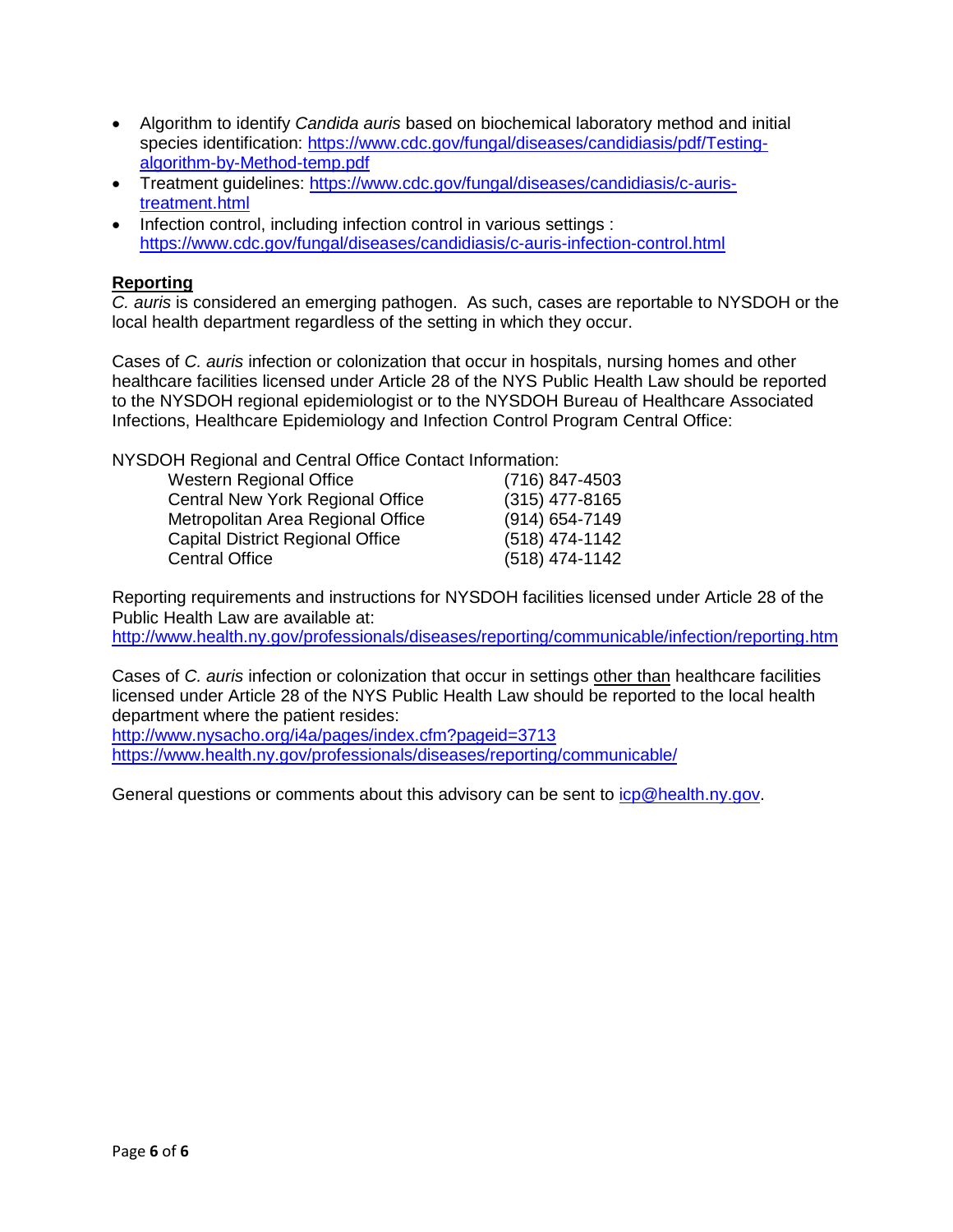- Algorithm to identify *Candida auris* based on biochemical laboratory method and initial species identification: https://www.cdc.gov/fungal/diseases/candidiasis/pdf/Testing-algorithm-by-Method-temp.pdf
- Treatment guidelines: https://www.cdc.gov/fungal/diseases/candidiasis/c-auris-treatment.html
- Infection control, including infection control in various settings : https://www.cdc.gov/fungal/diseases/candidiasis/c-auris-infection-control.html

**Reporting**

*C. auris* is considered an emerging pathogen. As such, cases are reportable to NYSDOH or the local health department regardless of the setting in which they occur.

Cases of *C. auris* infection or colonization that occur in hospitals, nursing homes and other healthcare facilities licensed under Article 28 of the NYS Public Health Law should be reported to the NYSDOH regional epidemiologist or to the NYSDOH Bureau of Healthcare Associated Infections, Healthcare Epidemiology and Infection Control Program Central Office:

NYSDOH Regional and Central Office Contact Information:

| | |
|---|---|
| Western Regional Office | (716) 847-4503 |
| Central New York Regional Office | (315) 477-8165 |
| Metropolitan Area Regional Office | (914) 654-7149 |
| Capital District Regional Office | (518) 474-1142 |
| Central Office | (518) 474-1142 |

Reporting requirements and instructions for NYSDOH facilities licensed under Article 28 of the Public Health Law are available at:
http://www.health.ny.gov/professionals/diseases/reporting/communicable/infection/reporting.htm

Cases of *C. auris* infection or colonization that occur in settings other than healthcare facilities licensed under Article 28 of the NYS Public Health Law should be reported to the local health department where the patient resides:
http://www.nysacho.org/i4a/pages/index.cfm?pageid=3713
https://www.health.ny.gov/professionals/diseases/reporting/communicable/

General questions or comments about this advisory can be sent to icp@health.ny.gov.